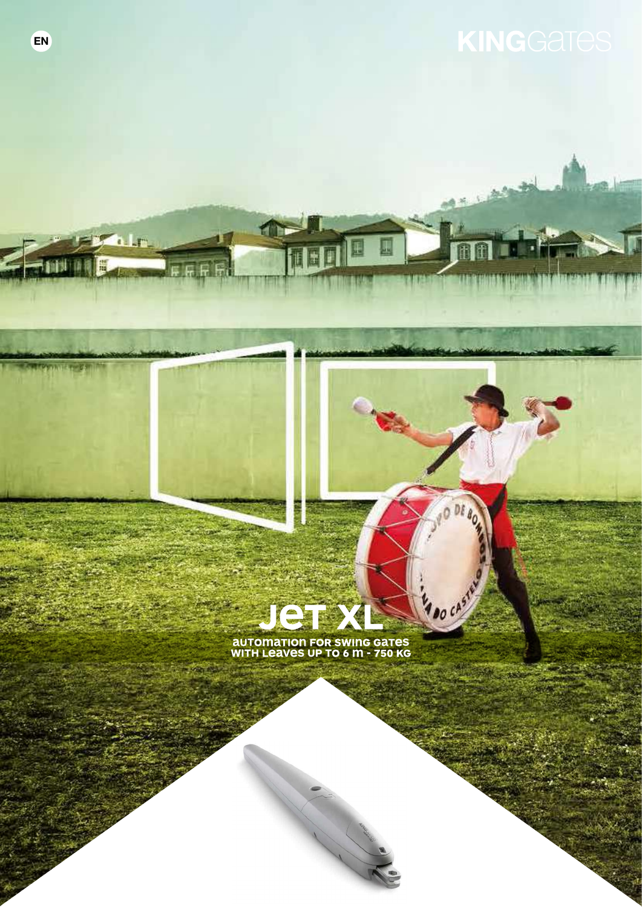EN

KINGGates

# JET XL

## AUTOMATION FOR SWING GATES WITH LEAVES UP TO 6 m - 750 KG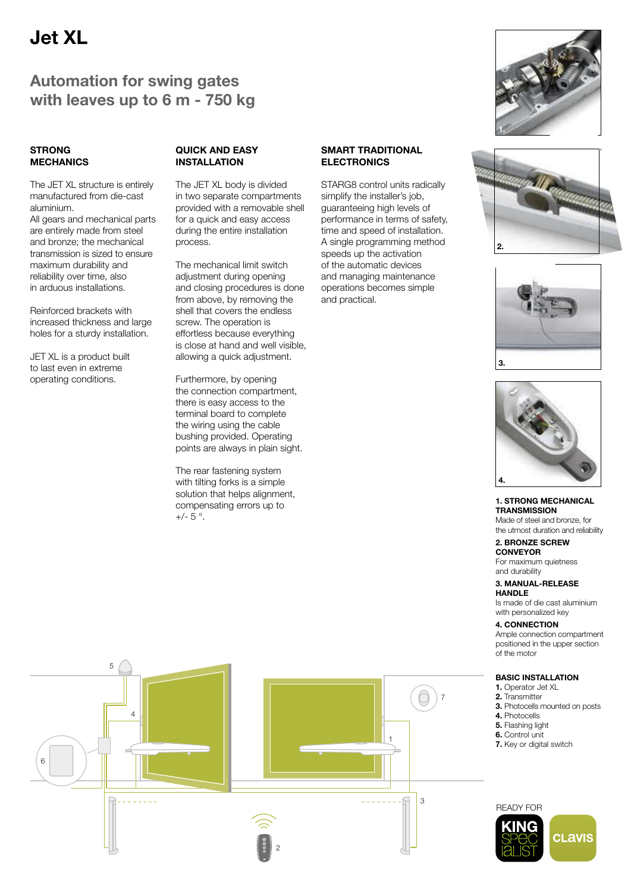# Jet XL

## Automation for swing gates with leaves up to 6 m - 750 kg

### STRONG MECHANICS

The JET XL structure is entirely manufactured from die-cast aluminium.
All gears and mechanical parts are entirely made from steel and bronze; the mechanical transmission is sized to ensure maximum durability and reliability over time, also in arduous installations.

Reinforced brackets with increased thickness and large holes for a sturdy installation.

JET XL is a product built to last even in extreme operating conditions.

### QUICK AND EASY INSTALLATION

The JET XL body is divided in two separate compartments provided with a removable shell for a quick and easy access during the entire installation process.

The mechanical limit switch adjustment during opening and closing procedures is done from above, by removing the shell that covers the endless screw. The operation is effortless because everything is close at hand and well visible, allowing a quick adjustment.

Furthermore, by opening the connection compartment, there is easy access to the terminal board to complete the wiring using the cable bushing provided. Operating points are always in plain sight.

The rear fastening system with tilting forks is a simple solution that helps alignment, compensating errors up to +/- 5 °.

### SMART TRADITIONAL ELECTRONICS

STARG8 control units radically simplify the installer's job, guaranteeing high levels of performance in terms of safety, time and speed of installation. A single programming method speeds up the activation of the automatic devices and managing maintenance operations becomes simple and practical.

**1. STRONG MECHANICAL TRANSMISSION**
Made of steel and bronze, for the utmost duration and reliability

**2. BRONZE SCREW CONVEYOR**
For maximum quietness and durability

**3. MANUAL-RELEASE HANDLE**
Is made of die cast aluminium with personalized key

**4. CONNECTION**
Ample connection compartment positioned in the upper section of the motor

### BASIC INSTALLATION

**1.** Operator Jet XL
**2.** Transmitter
**3.** Photocells mounted on posts
**4.** Photocells
**5.** Flashing light
**6.** Control unit
**7.** Key or digital switch

READY FOR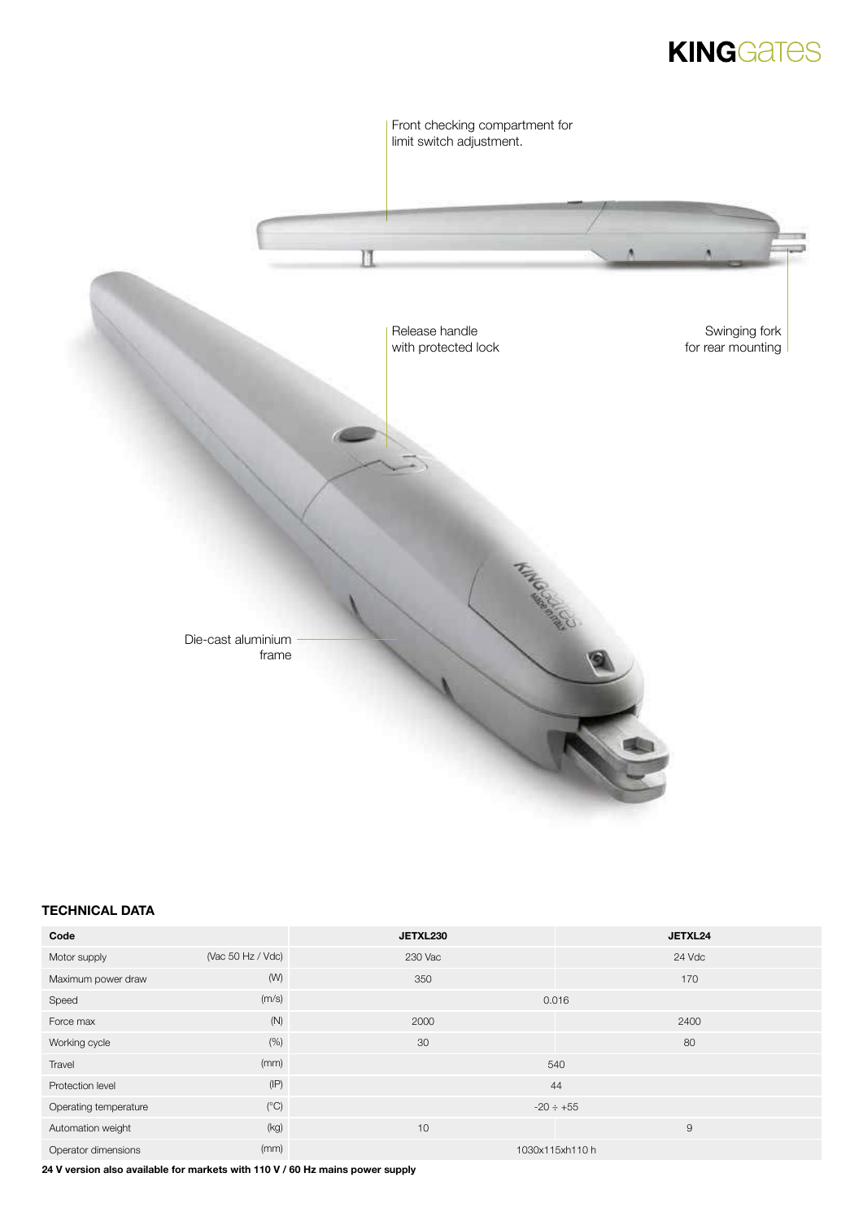Front checking compartment for limit switch adjustment.

Release handle with protected lock

Swinging fork for rear mounting

Die-cast aluminium frame

## TECHNICAL DATA

| Code | | JETXL230 | JETXL24 |
|---|---|---|---|
| Motor supply | (Vac 50 Hz / Vdc) | 230 Vac | 24 Vdc |
| Maximum power draw | (W) | 350 | 170 |
| Speed | (m/s) | 0.016 | |
| Force max | (N) | 2000 | 2400 |
| Working cycle | (%) | 30 | 80 |
| Travel | (mm) | 540 | |
| Protection level | (IP) | 44 | |
| Operating temperature | (°C) | -20 ÷ +55 | |
| Automation weight | (kg) | 10 | 9 |
| Operator dimensions | (mm) | 1030x115xh110 h | |

**24 V version also available for markets with 110 V / 60 Hz mains power supply**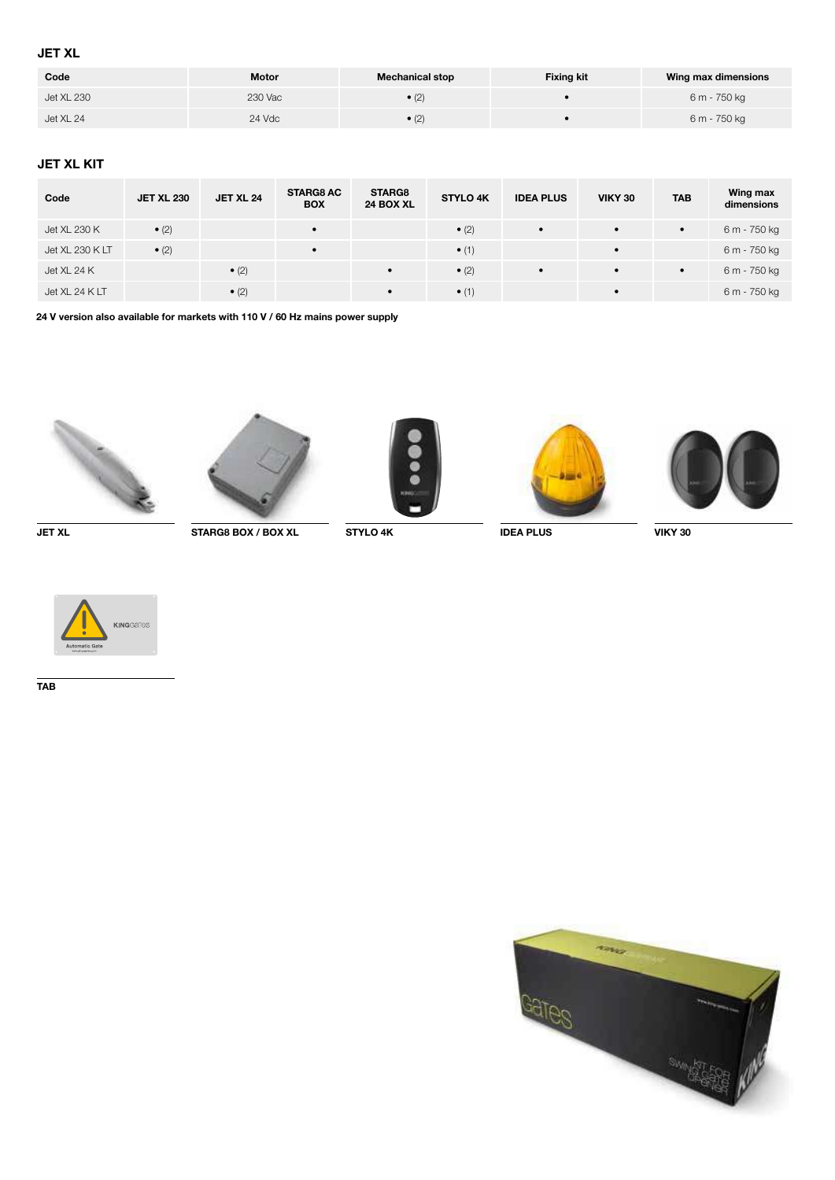### JET XL

| Code | Motor | Mechanical stop | Fixing kit | Wing max dimensions |
| --- | --- | --- | --- | --- |
| Jet XL 230 | 230 Vac | • (2) | • | 6 m - 750 kg |
| Jet XL 24 | 24 Vdc | • (2) | • | 6 m - 750 kg |

### JET XL KIT

| Code | JET XL 230 | JET XL 24 | STARG8 AC BOX | STARG8 24 BOX XL | STYLO 4K | IDEA PLUS | VIKY 30 | TAB | Wing max dimensions |
| --- | --- | --- | --- | --- | --- | --- | --- | --- | --- |
| Jet XL 230 K | • (2) | | • | | • (2) | • | • | • | 6 m - 750 kg |
| Jet XL 230 K LT | • (2) | | • | | • (1) | | • | | 6 m - 750 kg |
| Jet XL 24 K | | • (2) | | • | • (2) | • | • | • | 6 m - 750 kg |
| Jet XL 24 K LT | | • (2) | | • | • (1) | | • | | 6 m - 750 kg |

**24 V version also available for markets with 110 V / 60 Hz mains power supply**

**JET XL**

**STARG8 BOX / BOX XL**

**STYLO 4K**

**IDEA PLUS**

**VIKY 30**

**TAB**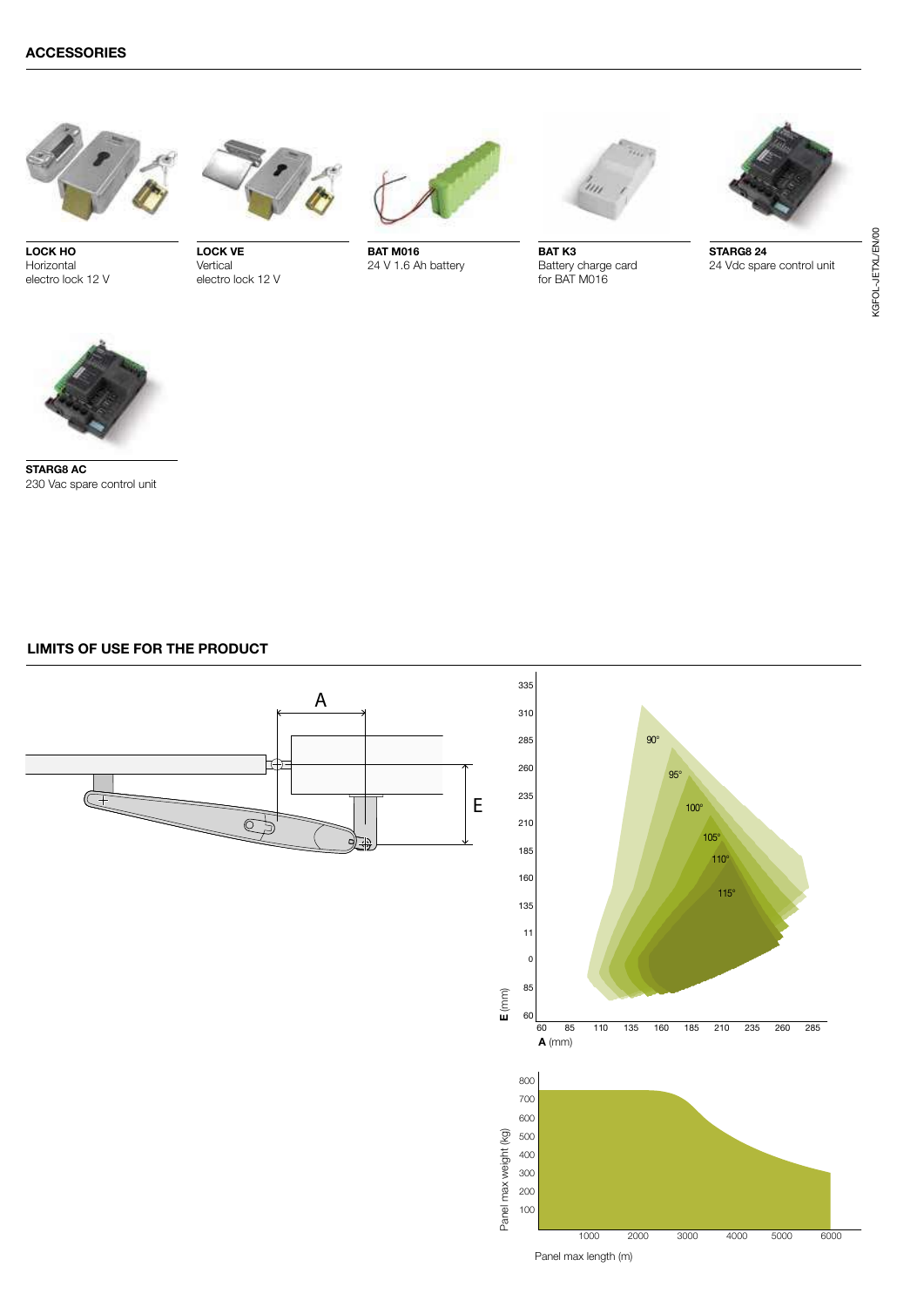## ACCESSORIES

**LOCK HO**
Horizontal
electro lock 12 V

**LOCK VE**
Vertical
electro lock 12 V

**BAT M016**
24 V 1.6 Ah battery

**BAT K3**
Battery charge card
for BAT M016

**STARG8 24**
24 Vdc spare control unit

**STARG8 AC**
230 Vac spare control unit

KGFOL-JETXL/EN/00

## LIMITS OF USE FOR THE PRODUCT

A

E

335
310
285
260
235
210
185
160
135
11
0
85
60

**E** (mm)

60 85 110 135 160 185 210 235 260 285

**A** (mm)

90°
95°
100°
105°
110°
115°

800
700
600
500
400
300
200
100

Panel max weight (kg)

1000 2000 3000 4000 5000 6000

Panel max length (m)